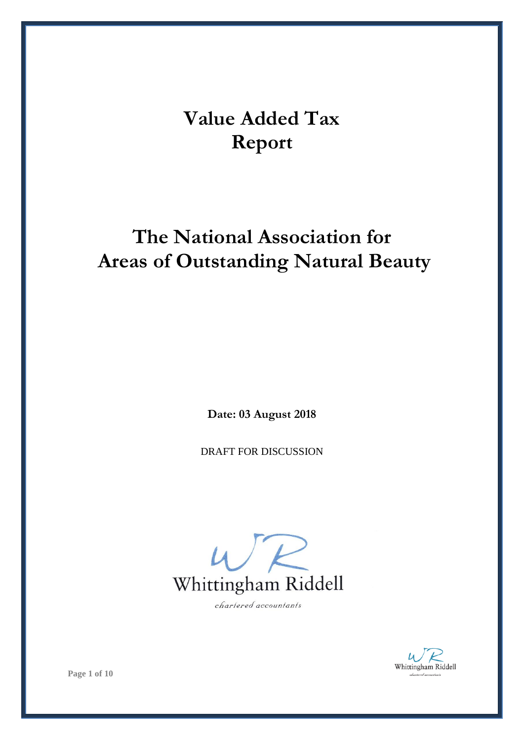# Value Added Tax Report

# The National Association for Areas of Outstanding Natural Beauty

**Date: 03 August 2018**

DRAFT FOR DISCUSSION

Whittingham Riddell

chartered accountants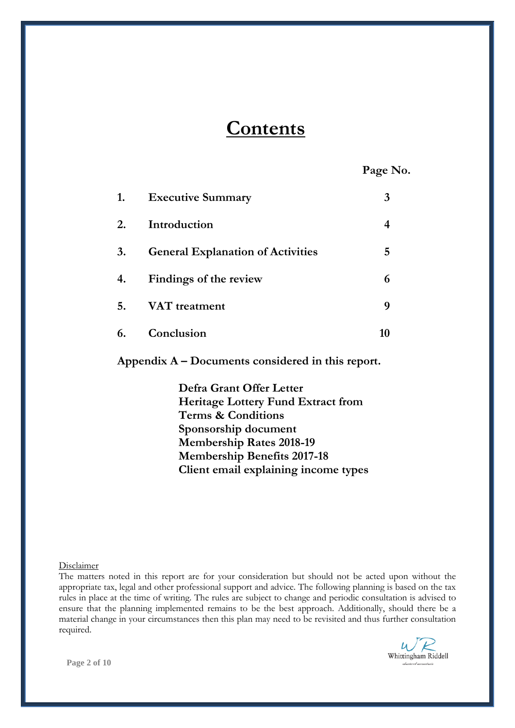# Contents

| | | Page No. |
|---|---|---|
| **1.** | **Executive Summary** | **3** |
| **2.** | **Introduction** | **4** |
| **3.** | **General Explanation of Activities** | **5** |
| **4.** | **Findings of the review** | **6** |
| **5.** | **VAT treatment** | **9** |
| **6.** | **Conclusion** | **10** |

**Appendix A – Documents considered in this report.**

**Defra Grant Offer Letter**
**Heritage Lottery Fund Extract from**
**Terms & Conditions**
**Sponsorship document**
**Membership Rates 2018-19**
**Membership Benefits 2017-18**
**Client email explaining income types**

Disclaimer

The matters noted in this report are for your consideration but should not be acted upon without the appropriate tax, legal and other professional support and advice. The following planning is based on the tax rules in place at the time of writing. The rules are subject to change and periodic consultation is advised to ensure that the planning implemented remains to be the best approach. Additionally, should there be a material change in your circumstances then this plan may need to be revisited and thus further consultation required.

Whittingham Riddell
chartered accountants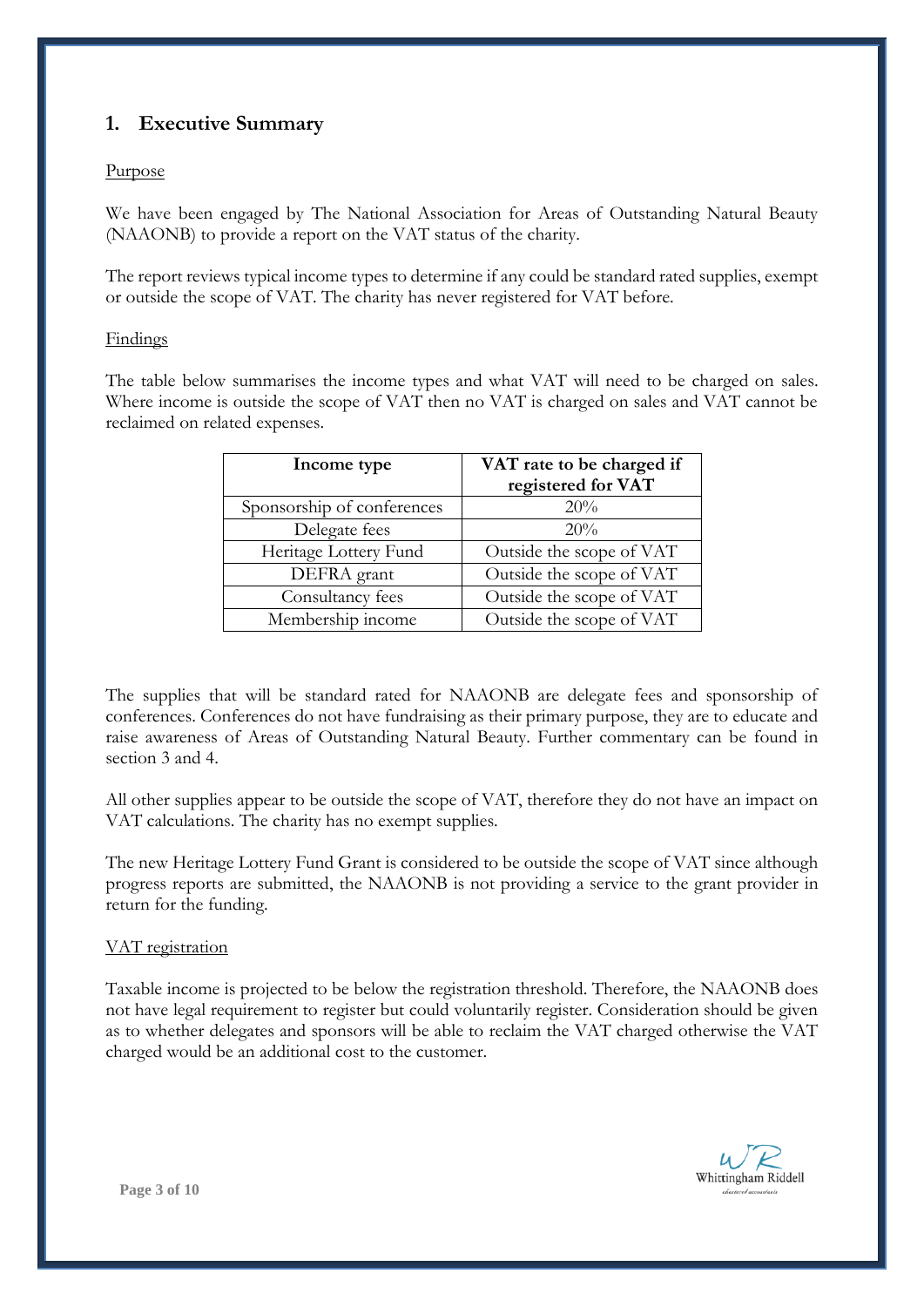## 1. Executive Summary

Purpose

We have been engaged by The National Association for Areas of Outstanding Natural Beauty (NAAONB) to provide a report on the VAT status of the charity.

The report reviews typical income types to determine if any could be standard rated supplies, exempt or outside the scope of VAT. The charity has never registered for VAT before.

Findings

The table below summarises the income types and what VAT will need to be charged on sales. Where income is outside the scope of VAT then no VAT is charged on sales and VAT cannot be reclaimed on related expenses.

| Income type | VAT rate to be charged if registered for VAT |
|---|---|
| Sponsorship of conferences | 20% |
| Delegate fees | 20% |
| Heritage Lottery Fund | Outside the scope of VAT |
| DEFRA grant | Outside the scope of VAT |
| Consultancy fees | Outside the scope of VAT |
| Membership income | Outside the scope of VAT |

The supplies that will be standard rated for NAAONB are delegate fees and sponsorship of conferences. Conferences do not have fundraising as their primary purpose, they are to educate and raise awareness of Areas of Outstanding Natural Beauty. Further commentary can be found in section 3 and 4.

All other supplies appear to be outside the scope of VAT, therefore they do not have an impact on VAT calculations. The charity has no exempt supplies.

The new Heritage Lottery Fund Grant is considered to be outside the scope of VAT since although progress reports are submitted, the NAAONB is not providing a service to the grant provider in return for the funding.

VAT registration

Taxable income is projected to be below the registration threshold. Therefore, the NAAONB does not have legal requirement to register but could voluntarily register. Consideration should be given as to whether delegates and sponsors will be able to reclaim the VAT charged otherwise the VAT charged would be an additional cost to the customer.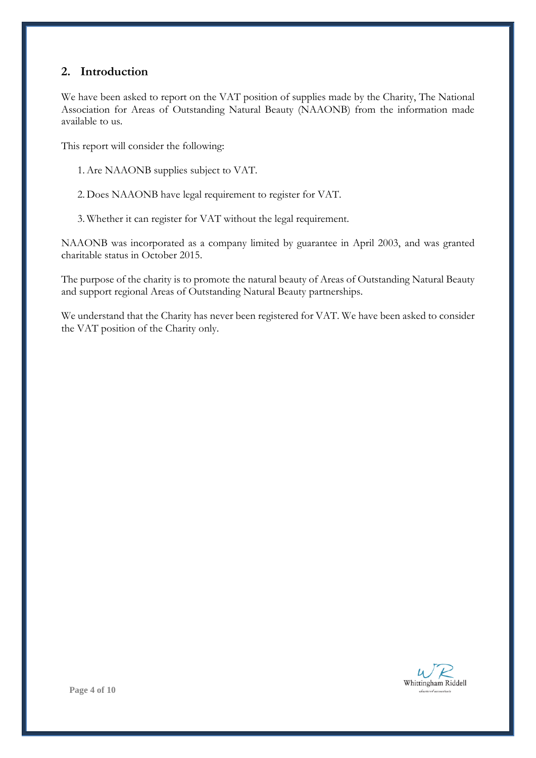## 2. Introduction

We have been asked to report on the VAT position of supplies made by the Charity, The National Association for Areas of Outstanding Natural Beauty (NAAONB) from the information made available to us.

This report will consider the following:

1. Are NAAONB supplies subject to VAT.

2. Does NAAONB have legal requirement to register for VAT.

3. Whether it can register for VAT without the legal requirement.

NAAONB was incorporated as a company limited by guarantee in April 2003, and was granted charitable status in October 2015.

The purpose of the charity is to promote the natural beauty of Areas of Outstanding Natural Beauty and support regional Areas of Outstanding Natural Beauty partnerships.

We understand that the Charity has never been registered for VAT. We have been asked to consider the VAT position of the Charity only.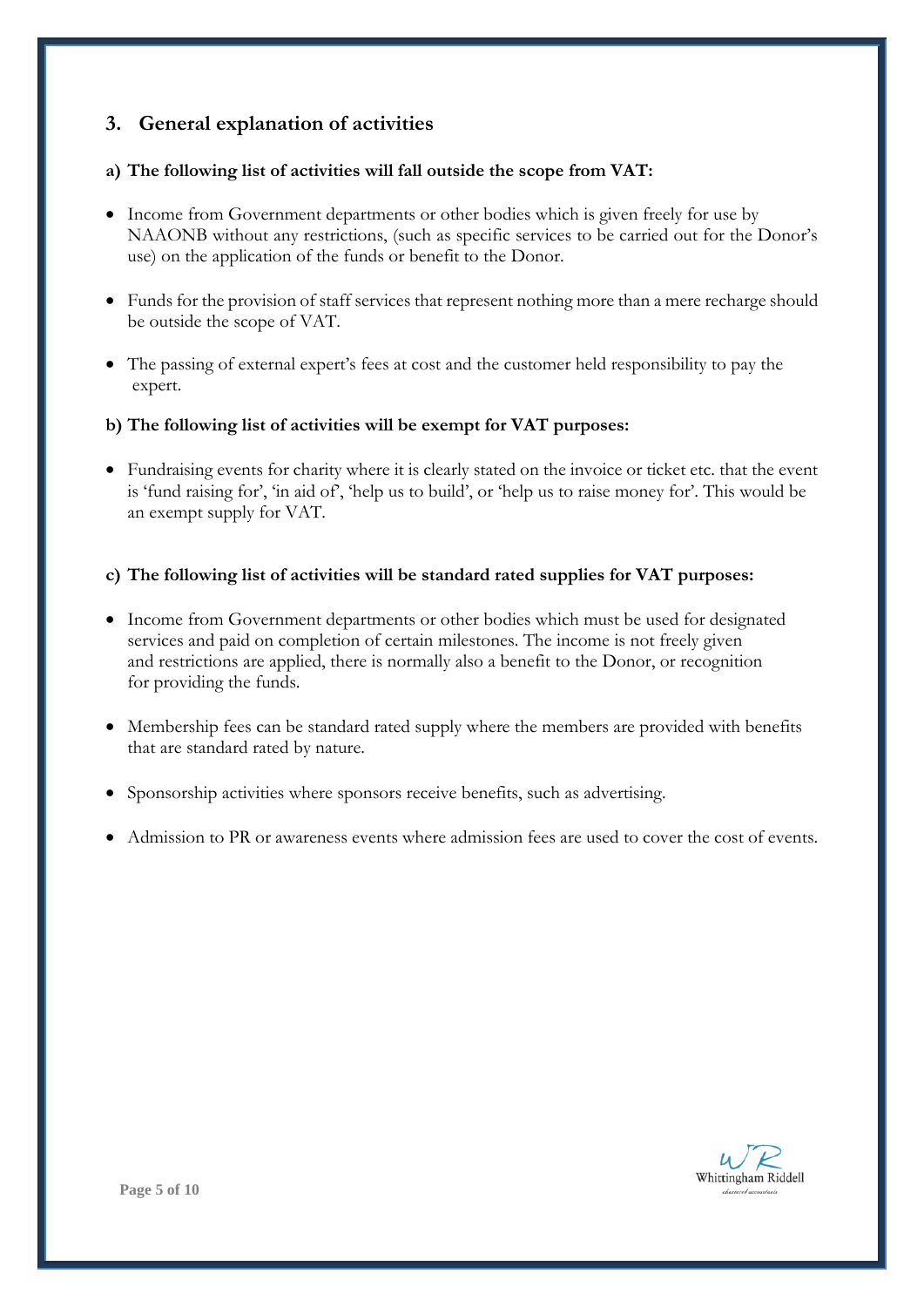## 3. General explanation of activities

**a) The following list of activities will fall outside the scope from VAT:**

- Income from Government departments or other bodies which is given freely for use by NAAONB without any restrictions, (such as specific services to be carried out for the Donor's use) on the application of the funds or benefit to the Donor.
- Funds for the provision of staff services that represent nothing more than a mere recharge should be outside the scope of VAT.
- The passing of external expert's fees at cost and the customer held responsibility to pay the expert.

**b) The following list of activities will be exempt for VAT purposes:**

- Fundraising events for charity where it is clearly stated on the invoice or ticket etc. that the event is 'fund raising for', 'in aid of', 'help us to build', or 'help us to raise money for'. This would be an exempt supply for VAT.

**c) The following list of activities will be standard rated supplies for VAT purposes:**

- Income from Government departments or other bodies which must be used for designated services and paid on completion of certain milestones. The income is not freely given and restrictions are applied, there is normally also a benefit to the Donor, or recognition for providing the funds.
- Membership fees can be standard rated supply where the members are provided with benefits that are standard rated by nature.
- Sponsorship activities where sponsors receive benefits, such as advertising.
- Admission to PR or awareness events where admission fees are used to cover the cost of events.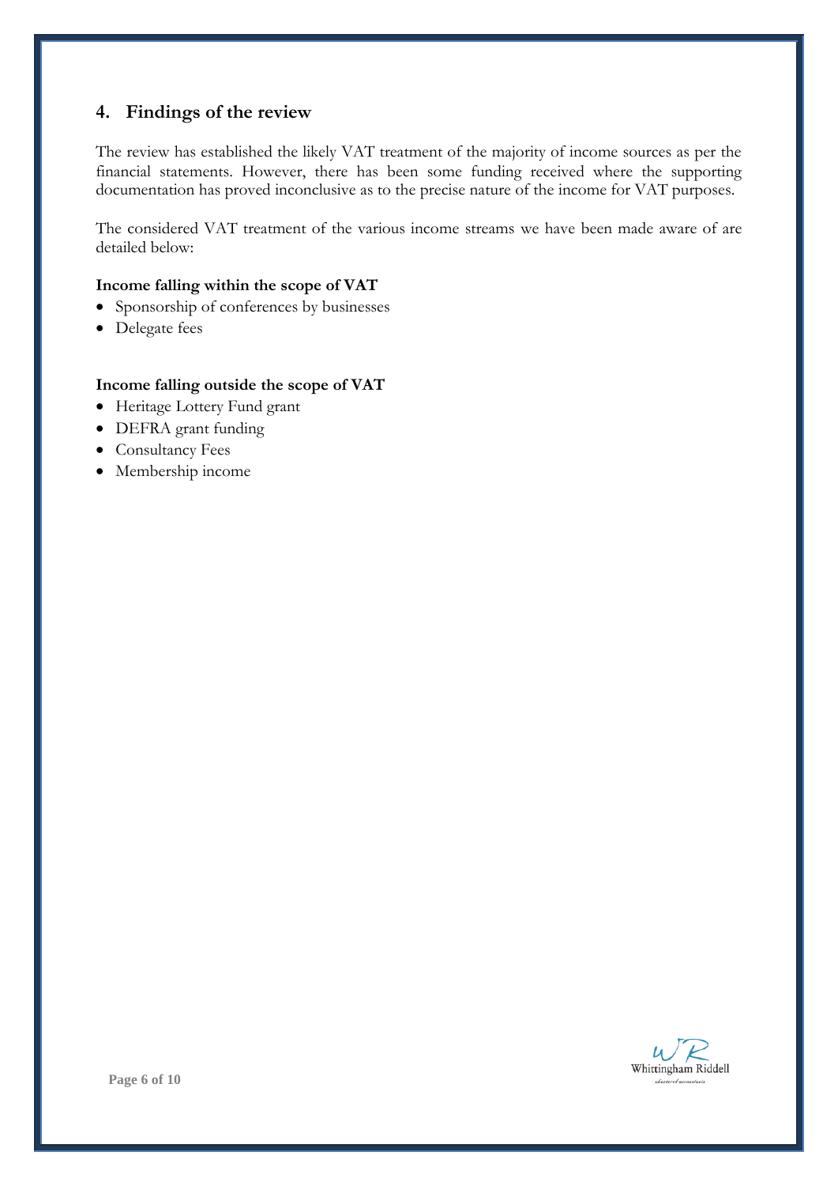## 4. Findings of the review

The review has established the likely VAT treatment of the majority of income sources as per the financial statements. However, there has been some funding received where the supporting documentation has proved inconclusive as to the precise nature of the income for VAT purposes.

The considered VAT treatment of the various income streams we have been made aware of are detailed below:

**Income falling within the scope of VAT**

- Sponsorship of conferences by businesses
- Delegate fees

**Income falling outside the scope of VAT**

- Heritage Lottery Fund grant
- DEFRA grant funding
- Consultancy Fees
- Membership income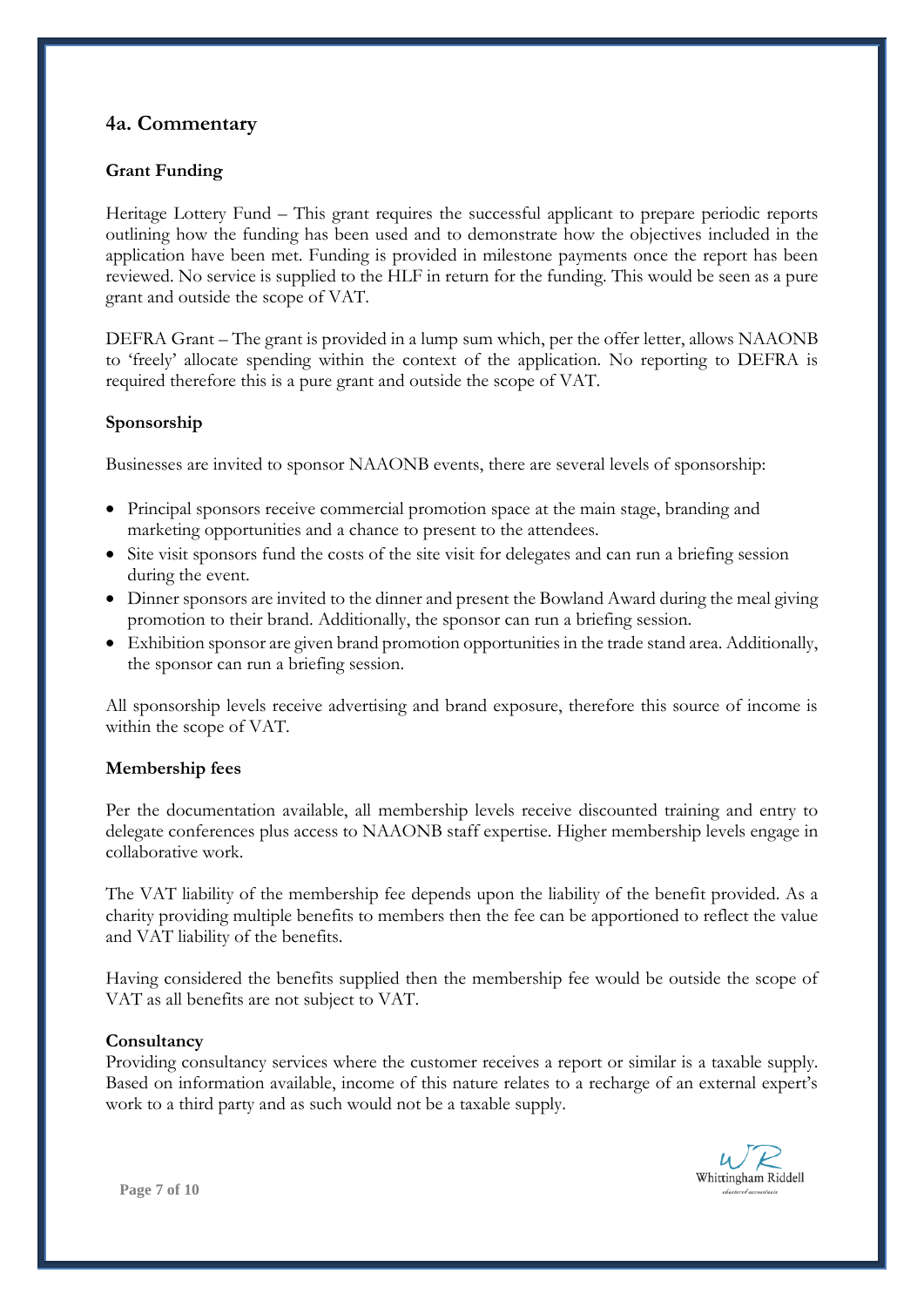## 4a. Commentary

### Grant Funding

Heritage Lottery Fund – This grant requires the successful applicant to prepare periodic reports outlining how the funding has been used and to demonstrate how the objectives included in the application have been met. Funding is provided in milestone payments once the report has been reviewed. No service is supplied to the HLF in return for the funding. This would be seen as a pure grant and outside the scope of VAT.

DEFRA Grant – The grant is provided in a lump sum which, per the offer letter, allows NAAONB to 'freely' allocate spending within the context of the application. No reporting to DEFRA is required therefore this is a pure grant and outside the scope of VAT.

### Sponsorship

Businesses are invited to sponsor NAAONB events, there are several levels of sponsorship:

- Principal sponsors receive commercial promotion space at the main stage, branding and marketing opportunities and a chance to present to the attendees.
- Site visit sponsors fund the costs of the site visit for delegates and can run a briefing session during the event.
- Dinner sponsors are invited to the dinner and present the Bowland Award during the meal giving promotion to their brand. Additionally, the sponsor can run a briefing session.
- Exhibition sponsor are given brand promotion opportunities in the trade stand area. Additionally, the sponsor can run a briefing session.

All sponsorship levels receive advertising and brand exposure, therefore this source of income is within the scope of VAT.

### Membership fees

Per the documentation available, all membership levels receive discounted training and entry to delegate conferences plus access to NAAONB staff expertise. Higher membership levels engage in collaborative work.

The VAT liability of the membership fee depends upon the liability of the benefit provided. As a charity providing multiple benefits to members then the fee can be apportioned to reflect the value and VAT liability of the benefits.

Having considered the benefits supplied then the membership fee would be outside the scope of VAT as all benefits are not subject to VAT.

### Consultancy

Providing consultancy services where the customer receives a report or similar is a taxable supply. Based on information available, income of this nature relates to a recharge of an external expert's work to a third party and as such would not be a taxable supply.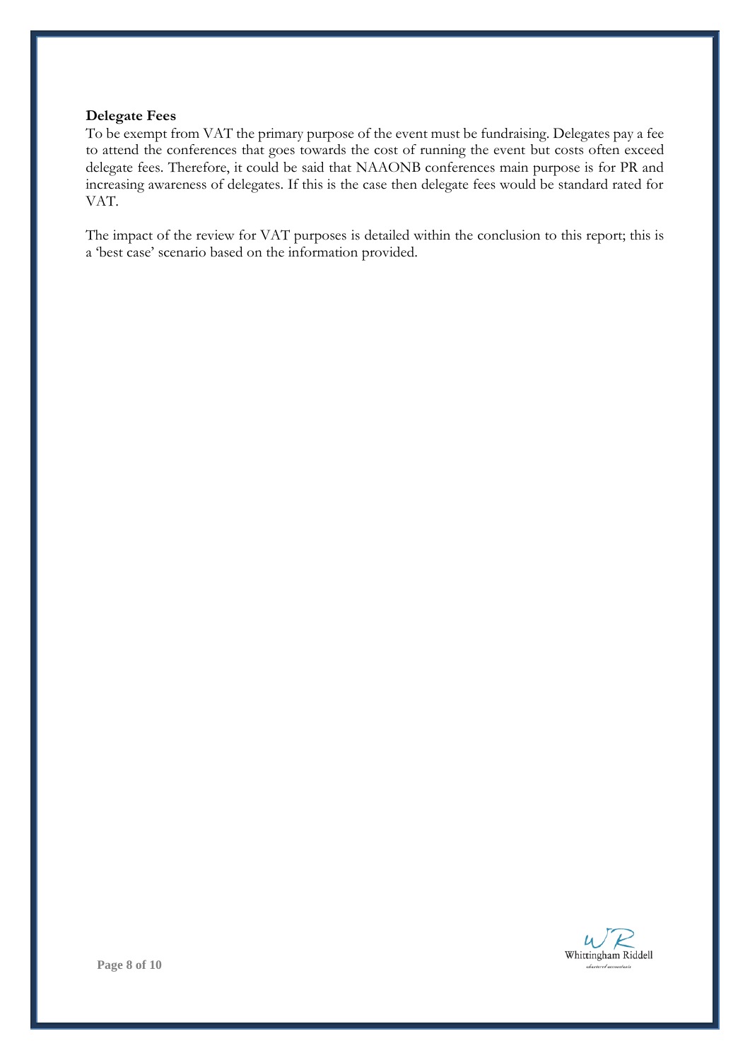**Delegate Fees**

To be exempt from VAT the primary purpose of the event must be fundraising. Delegates pay a fee to attend the conferences that goes towards the cost of running the event but costs often exceed delegate fees. Therefore, it could be said that NAAONB conferences main purpose is for PR and increasing awareness of delegates. If this is the case then delegate fees would be standard rated for VAT.

The impact of the review for VAT purposes is detailed within the conclusion to this report; this is a 'best case' scenario based on the information provided.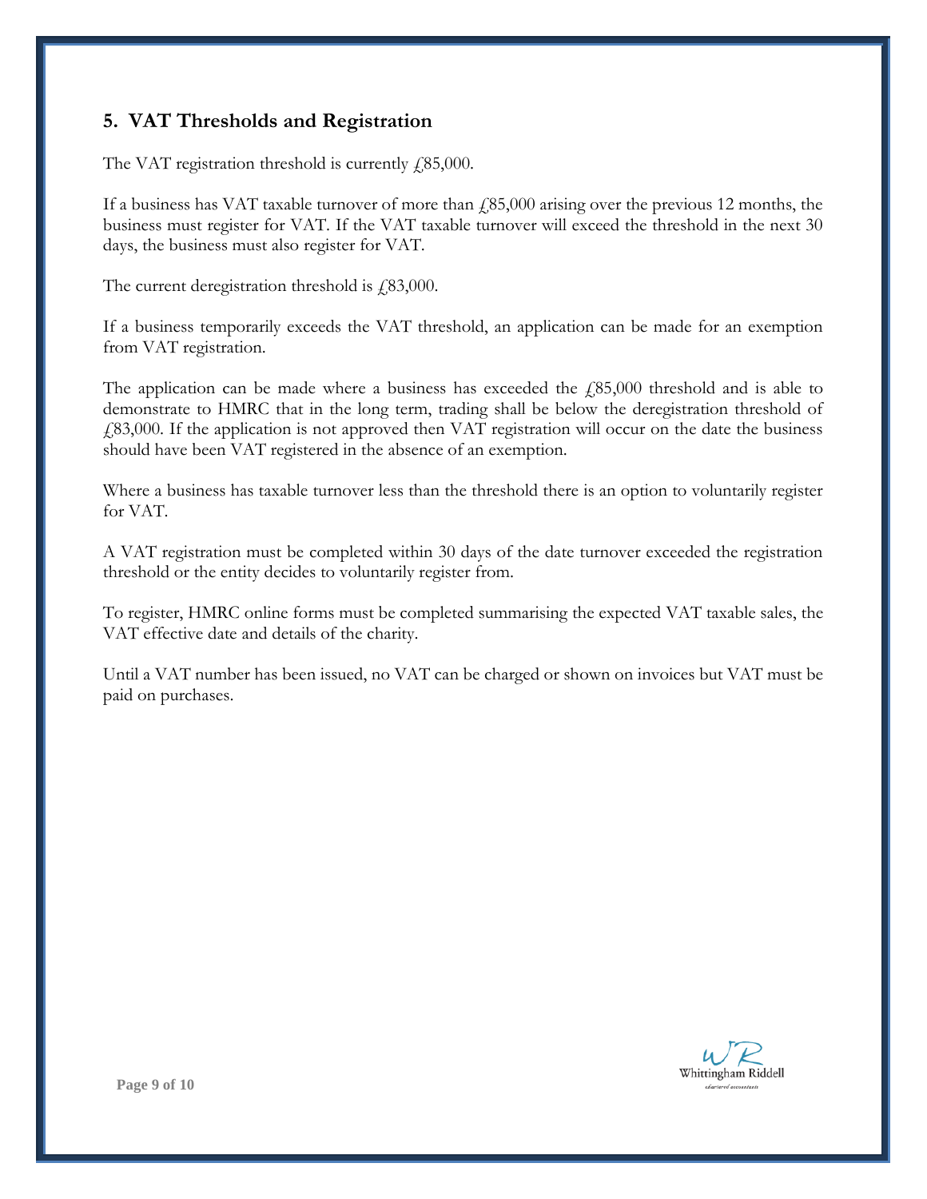## 5. VAT Thresholds and Registration

The VAT registration threshold is currently £85,000.

If a business has VAT taxable turnover of more than £85,000 arising over the previous 12 months, the business must register for VAT. If the VAT taxable turnover will exceed the threshold in the next 30 days, the business must also register for VAT.

The current deregistration threshold is £83,000.

If a business temporarily exceeds the VAT threshold, an application can be made for an exemption from VAT registration.

The application can be made where a business has exceeded the £85,000 threshold and is able to demonstrate to HMRC that in the long term, trading shall be below the deregistration threshold of £83,000. If the application is not approved then VAT registration will occur on the date the business should have been VAT registered in the absence of an exemption.

Where a business has taxable turnover less than the threshold there is an option to voluntarily register for VAT.

A VAT registration must be completed within 30 days of the date turnover exceeded the registration threshold or the entity decides to voluntarily register from.

To register, HMRC online forms must be completed summarising the expected VAT taxable sales, the VAT effective date and details of the charity.

Until a VAT number has been issued, no VAT can be charged or shown on invoices but VAT must be paid on purchases.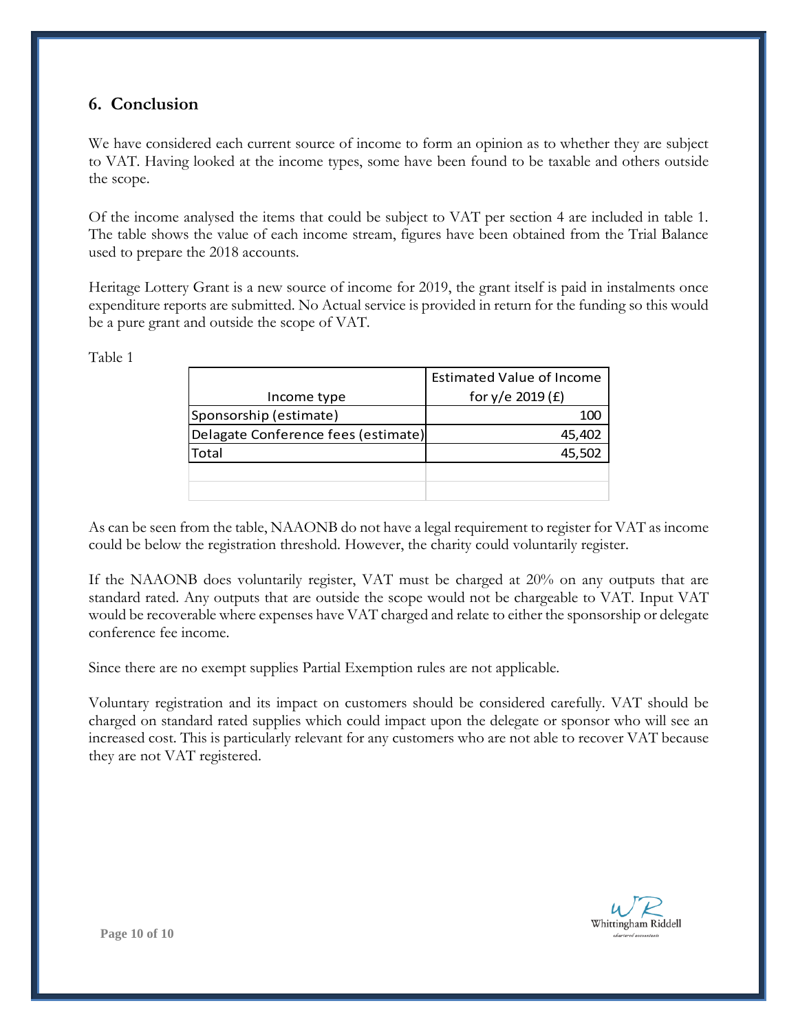## 6. Conclusion

We have considered each current source of income to form an opinion as to whether they are subject to VAT. Having looked at the income types, some have been found to be taxable and others outside the scope.

Of the income analysed the items that could be subject to VAT per section 4 are included in table 1. The table shows the value of each income stream, figures have been obtained from the Trial Balance used to prepare the 2018 accounts.

Heritage Lottery Grant is a new source of income for 2019, the grant itself is paid in instalments once expenditure reports are submitted. No Actual service is provided in return for the funding so this would be a pure grant and outside the scope of VAT.

Table 1

| Income type | Estimated Value of Income for y/e 2019 (£) |
|---|---|
| Sponsorship (estimate) | 100 |
| Delagate Conference fees (estimate) | 45,402 |
| Total | 45,502 |

As can be seen from the table, NAAONB do not have a legal requirement to register for VAT as income could be below the registration threshold. However, the charity could voluntarily register.

If the NAAONB does voluntarily register, VAT must be charged at 20% on any outputs that are standard rated. Any outputs that are outside the scope would not be chargeable to VAT. Input VAT would be recoverable where expenses have VAT charged and relate to either the sponsorship or delegate conference fee income.

Since there are no exempt supplies Partial Exemption rules are not applicable.

Voluntary registration and its impact on customers should be considered carefully. VAT should be charged on standard rated supplies which could impact upon the delegate or sponsor who will see an increased cost. This is particularly relevant for any customers who are not able to recover VAT because they are not VAT registered.

Whittingham Riddell
chartered accountants